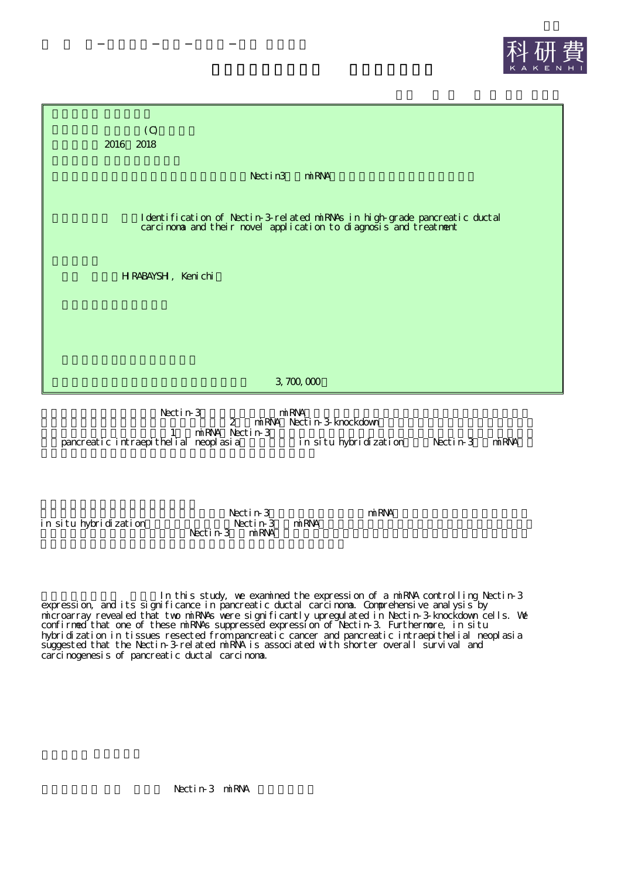(C)

2016 2018

Nectin3 miRNA

Identification of Nectin-3-related miRNAs in high-grade pancreatic ductal carcinoma and their novel application to diagnosis and treatment

HIRABAYSHI, Kenichi

3,700,000

Nectin-3 miRNA
2 miRNA Nectin-3-knockdown
1 miRNA Nectin-3
pancreatic intraepithelial neoplasia in situ hybridization Nectin-3 miRNA

Nectin-3 miRNA
in situ hybridization Nectin-3 miRNA
Nectin-3 miRNA

In this study, we examined the expression of a miRNA controlling Nectin-3 expression, and its significance in pancreatic ductal carcinoma. Comprehensive analysis by microarray revealed that two miRNAs were significantly upregulated in Nectin-3-knockdown cells. We confirmed that one of these miRNAs suppressed expression of Nectin-3. Furthermore, in situ hybridization in tissues resected from pancreatic cancer and pancreatic intraepithelial neoplasia suggested that the Nectin-3-related miRNA is associated with shorter overall survival and carcinogenesis of pancreatic ductal carcinoma.

Nectin-3 miRNA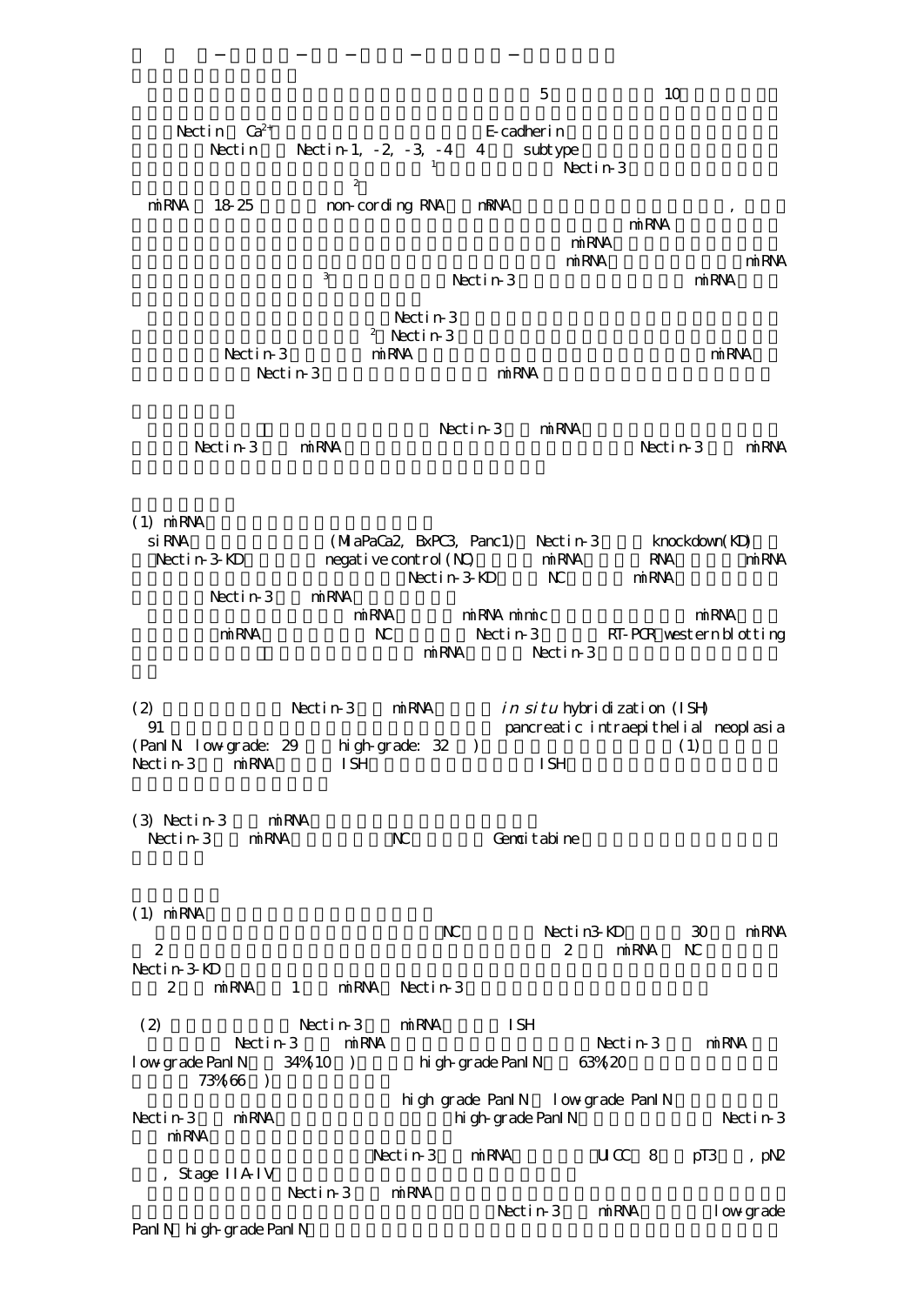－　　　　－　　　－　　　　－　　　　　　　－

5　　　　　　10

Nectin　$Ca^{2+}$　　　　　　　　　　　　　E-cadherin
Nectin　　Nectin-1, -2, -3, -4　4　　subtype
[1]　　　　　Nectin-3
[2]

miRNA　18-25　　　　non-cording RNA　　mRNA　　　　　　　　　　　　　　,
miRNA
miRNA
miRNA　　　　　　　miRNA
[3]　　　　　　Nectin-3　　　　　　　　　　miRNA

Nectin-3
[2]　Nectin-3
Nectin-3　　　　miRNA　　　　　　　　　　　　　　　　　　　　miRNA
Nectin-3　　　　　　　　　miRNA

Nectin-3　　miRNA
Nectin-3　　miRNA　　　　　　　　　　　　　　　　　　Nectin-3　　miRNA

(1) miRNA

siRNA　　　　　(MiaPaCa2, BxPC3, Panc1)　Nectin-3　　　knockdown(KD)
Nectin-3-KD　　　　negative control(NC)　　　miRNA　　　RNA　　　　miRNA
Nectin-3-KD　　NC　　　miRNA
Nectin-3　　miRNA
miRNA　　　miRNA mimic　　　　　　　　　miRNA
miRNA　　　　　NC　　　Nectin-3　　　RT-PCR western blotting
miRNA　　Nectin-3

(2)　　　　　　　Nectin-3　　miRNA　　　*in situ* hybridization (ISH)

91　　　　　　　　　　　　　　　　　　　　　pancreatic intraepithelial neoplasia
(PanIN: low-grade: 29　　high-grade: 32　)　　　　　　　　　　　(1)
Nectin-3　　miRNA　　　　ISH　　　　　　　　　ISH

(3) Nectin-3　　miRNA

Nectin-3　　miRNA　　　　　NC　　　　Gemcitabine

(1) miRNA

NC　　　　Nectin3-KD　　　　30　　miRNA
2　　　　　　　　　　　　　　　　　　　　　　　2　　miRNA　NC
Nectin-3-KD
2　　miRNA　1　　miRNA　Nectin-3

(2)　　　　　　　Nectin-3　　miRNA　　　　ISH

Nectin-3　　miRNA　　　　　　　　　　　Nectin-3　　miRNA
low-grade PanIN　　34%(10　)　　　high-grade PanIN　　63%(20
73%(66　)
high grade PanIN　low-grade PanIN
Nectin-3　　miRNA　　　　　　　　　　high-grade PanIN　　　　　　Nectin-3
miRNA
Nectin-3　　miRNA　　　　UICC　8　　pT3　　, pN2
, Stage IIA-IV
Nectin-3　　miRNA
Nectin-3　　miRNA　　　　low-grade
PanIN　high-grade PanIN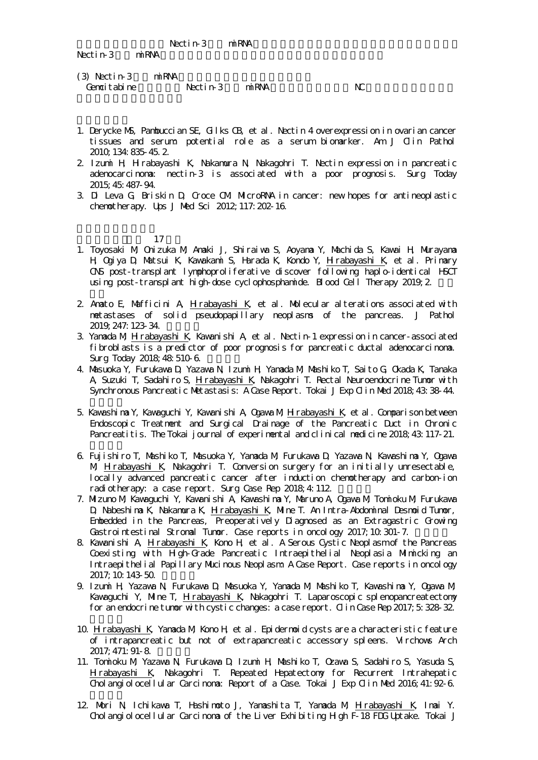Nectin-3 miRNA
Nectin-3 miRNA

(3) Nectin-3 miRNA
Gemcitabine Nectin-3 miRNA NC

1. Derycke MS, Pambuccian SE, Gilks CB, et al. Nectin 4 overexpression in ovarian cancer tissues and serum: potential role as a serum biomarker. Am J Clin Pathol 2010; 134: 835-45. 2.
2. Izumi H, Hirabayashi K, Nakamura N, Nakagohri T. Nectin expression in pancreatic adenocarcinoma: nectin-3 is associated with a poor prognosis. Surg Today 2015; 45: 487-94.
3. Di Leva G, Briskin D, Croce CM. MicroRNA in cancer: new hopes for antineoplastic chemotherapy. Ups J Med Sci 2012; 117: 202-16.

17

1. Toyosaki M, Onizuka M, Amaki J, Shiraiwa S, Aoyama Y, Machida S, Kawai H, Murayama H, Ogiya D, Matsui K, Kawakami S, Harada K, Kondo Y, Hirabayashi K, et al. Primary CNS post-transplant lymphoproliferative discover following haplo-identical HSCT using post-transplant high-dose cyclophosphamide. Blood Cell Therapy 2019; 2.
2. Amato E, Mafficini A, Hirabayashi K, et al. Molecular alterations associated with metastases of solid pseudopapillary neoplasms of the pancreas. J Pathol 2019; 247: 123-34.
3. Yamada M, Hirabayashi K, Kawanishi A, et al. Nectin-1 expression in cancer-associated fibroblasts is a predictor of poor prognosis for pancreatic ductal adenocarcinoma. Surg Today 2018; 48: 510-6.
4. Masuoka Y, Furukawa D, Yazawa N, Izumi H, Yamada M, Mashiko T, Saito G, Okada K, Tanaka A, Suzuki T, Sadahiro S, Hirabayashi K, Nakagohri T. Rectal Neuroendocrine Tumor with Synchronous Pancreatic Metastasis: A Case Report. Tokai J Exp Clin Med 2018; 43: 38-44.
5. Kawashima Y, Kawaguchi Y, Kawanishi A, Ogawa M, Hirabayashi K, et al. Comparison between Endoscopic Treatment and Surgical Drainage of the Pancreatic Duct in Chronic Pancreatitis. The Tokai journal of experimental and clinical medicine 2018; 43: 117-21.
6. Fujishiro T, Mashiko T, Masuoka Y, Yamada M, Furukawa D, Yazawa N, Kawashima Y, Ogawa M, Hirabayashi K, Nakagohri T. Conversion surgery for an initially unresectable, locally advanced pancreatic cancer after induction chemotherapy and carbon-ion radiotherapy: a case report. Surg Case Rep 2018; 4: 112.
7. Mizuno M, Kawaguchi Y, Kawanishi A, Kawashima Y, Maruno A, Ogawa M, Tomioku M, Furukawa D, Nabeshima K, Nakamura K, Hirabayashi K, Mine T. An Intra-Abdominal Desmoid Tumor, Embedded in the Pancreas, Preoperatively Diagnosed as an Extragastric Growing Gastrointestinal Stromal Tumor. Case reports in oncology 2017; 10: 301-7.
8. Kawanishi A, Hirabayashi K, Kono H, et al. A Serous Cystic Neoplasm of the Pancreas Coexisting with High-Grade Pancreatic Intraepithelial Neoplasia Mimicking an Intraepithelial Papillary Mucinous Neoplasm: A Case Report. Case reports in oncology 2017; 10: 143-50.
9. Izumi H, Yazawa N, Furukawa D, Masuoka Y, Yamada M, Mashiko T, Kawashima Y, Ogawa M, Kawaguchi Y, Mine T, Hirabayashi K, Nakagohri T. Laparoscopic splenopancreatectomy for an endocrine tumor with cystic changes: a case report. Clin Case Rep 2017; 5: 328-32.
10. Hirabayashi K, Yamada M, Kono H, et al. Epidermoid cysts are a characteristic feature of intrapancreatic but not of extrapancreatic accessory spleens. Virchows Arch 2017; 471: 91-8.
11. Tomioku M, Yazawa N, Furukawa D, Izumi H, Mashiko T, Ozawa S, Sadahiro S, Yasuda S, Hirabayashi K, Nakagohri T. Repeated Hepatectomy for Recurrent Intrahepatic Cholangiolocellular Carcinoma: Report of a Case. Tokai J Exp Clin Med 2016; 41: 92-6.
12. Mori N, Ichikawa T, Hashimoto J, Yamashita T, Yamada M, Hirabayashi K, Imai Y. Cholangiolocellular Carcinoma of the Liver Exhibiting High F-18 FDG Uptake. Tokai J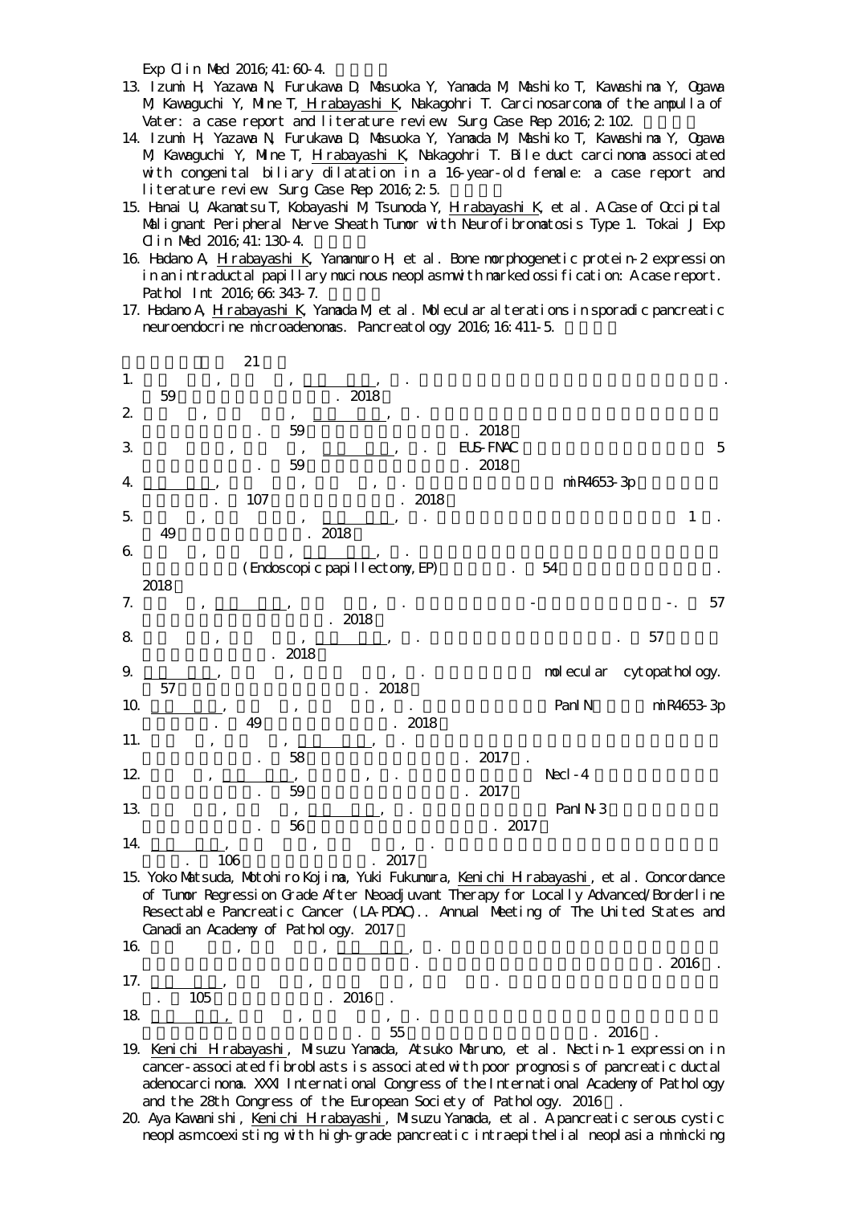Exp Clin Med 2016;41:60-4.

13. Izumi H, Yazawa N, Furukawa D, Masuoka Y, Yamada M, Mashiko T, Kawashima Y, Ogawa M, Kawaguchi Y, Mine T, Hirabayashi K, Nakagohri T. Carcinosarcoma of the ampulla of Vater: a case report and literature review. Surg Case Rep 2016;2:102.
14. Izumi H, Yazawa N, Furukawa D, Masuoka Y, Yamada M, Mashiko T, Kawashima Y, Ogawa M, Kawaguchi Y, Mine T, Hirabayashi K, Nakagohri T. Bile duct carcinoma associated with congenital biliary dilatation in a 16-year-old female: a case report and literature review. Surg Case Rep 2016;2:5.
15. Hanai U, Akamatsu T, Kobayashi M, Tsunoda Y, Hirabayashi K, et al. A Case of Occipital Malignant Peripheral Nerve Sheath Tumor with Neurofibromatosis Type 1. Tokai J Exp Clin Med 2016;41:130-4.
16. Hadano A, Hirabayashi K, Yamamuro H, et al. Bone morphogenetic protein-2 expression in an intraductal papillary mucinous neoplasm with marked ossification: A case report. Pathol Int 2016;66:343-7.
17. Hadano A, Hirabayashi K, Yamada M, et al. Molecular alterations in sporadic pancreatic neuroendocrine microadenomas. Pancreatology 2016;16:411-5.

21

1. , , , . . 59 . 2018
2. , , , . . 59 . 2018
3. , , , . EUS-FNAC 5 . 59 . 2018
4. , , , . miR4653-3p . 107 . 2018
5. , , , . 1 . 49 . 2018
6. , , , . (Endoscopic papillectomy, EP) . 54 . 2018
7. , , , . - -. 57 . 2018
8. , , , . . 57 . 2018
9. , , , . molecular cytopathology. 57 . 2018
10. , , , . PanIN miR4653-3p . 49 . 2018
11. , , , . . 58 . 2017 .
12. , , , . Necl-4 . 59 . 2017
13. , , , . PanIN-3 . 56 . 2017
14. , , , . . 106 . 2017
15. Yoko Matsuda, Motohiro Kojima, Yuki Fukumura, Kenichi Hirabayashi, et al. Concordance of Tumor Regression Grade After Neoadjuvant Therapy for Locally Advanced/Borderline Resectable Pancreatic Cancer (LA-PDAC).. Annual Meeting of The United States and Canadian Academy of Pathology. 2017
16. , , , . . . 2016 .
17. , , , , . . 105 . 2016 .
18. , , , . . 55 . 2016 .
19. Kenichi Hirabayashi, Misuzu Yamada, Atsuko Maruno, et al. Nectin-1 expression in cancer-associated fibroblasts is associated with poor prognosis of pancreatic ductal adenocarcinoma. XXXI International Congress of the International Academy of Pathology and the 28th Congress of the European Society of Pathology. 2016 .
20. Aya Kawanishi, Kenichi Hirabayashi, Misuzu Yamada, et al. A pancreatic serous cystic neoplasm coexisting with high-grade pancreatic intraepithelial neoplasia mimicking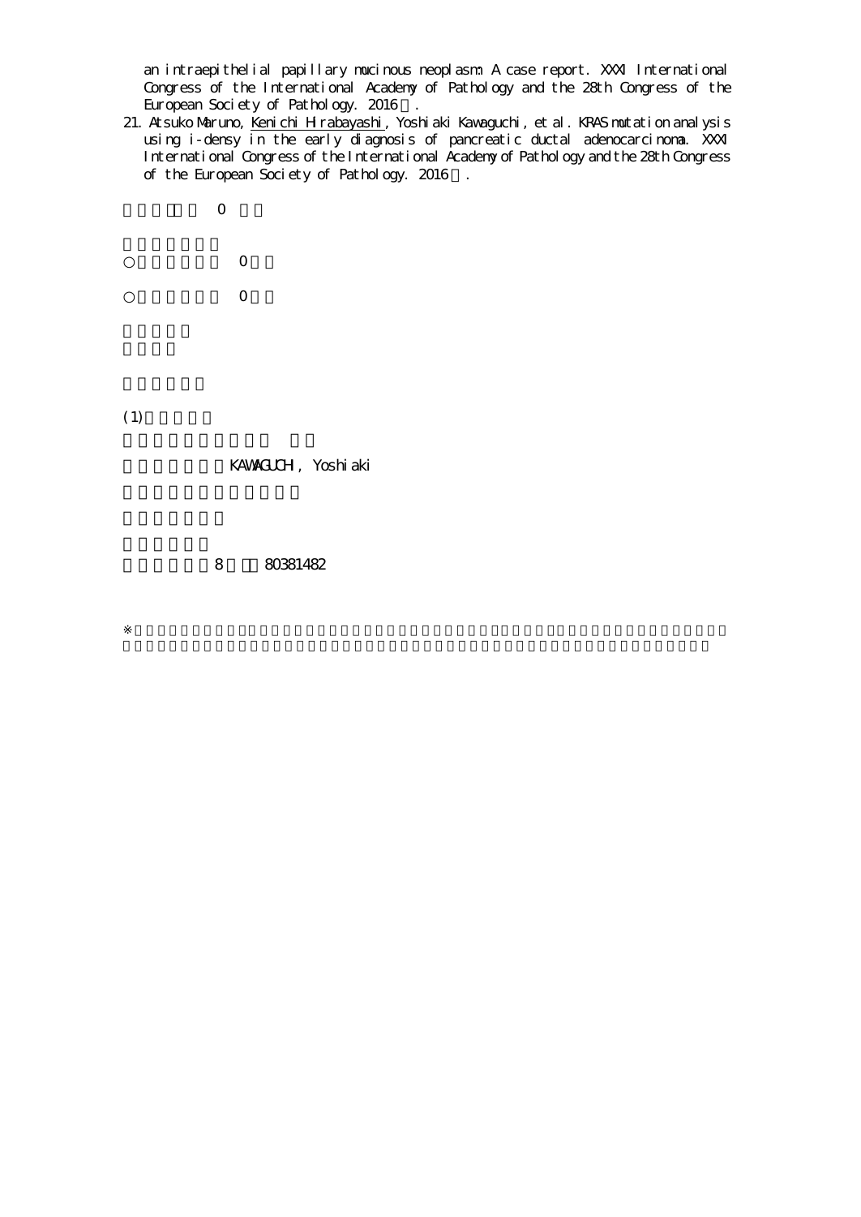an intraepithelial papillary mucinous neoplasm: A case report. XXXI International Congress of the International Academy of Pathology and the 28th Congress of the European Society of Pathology. 2016 .

21. Atsuko Maruno, Kenichi Hirabayashi, Yoshiaki Kawaguchi, et al. KRAS mutation analysis using i-densy in the early diagnosis of pancreatic ductal adenocarcinoma. XXXI International Congress of the International Academy of Pathology and the 28th Congress of the European Society of Pathology. 2016 .

0

○ 0

○ 0

(1)

KAWAGUCHI, Yoshiaki

8 80381482

※